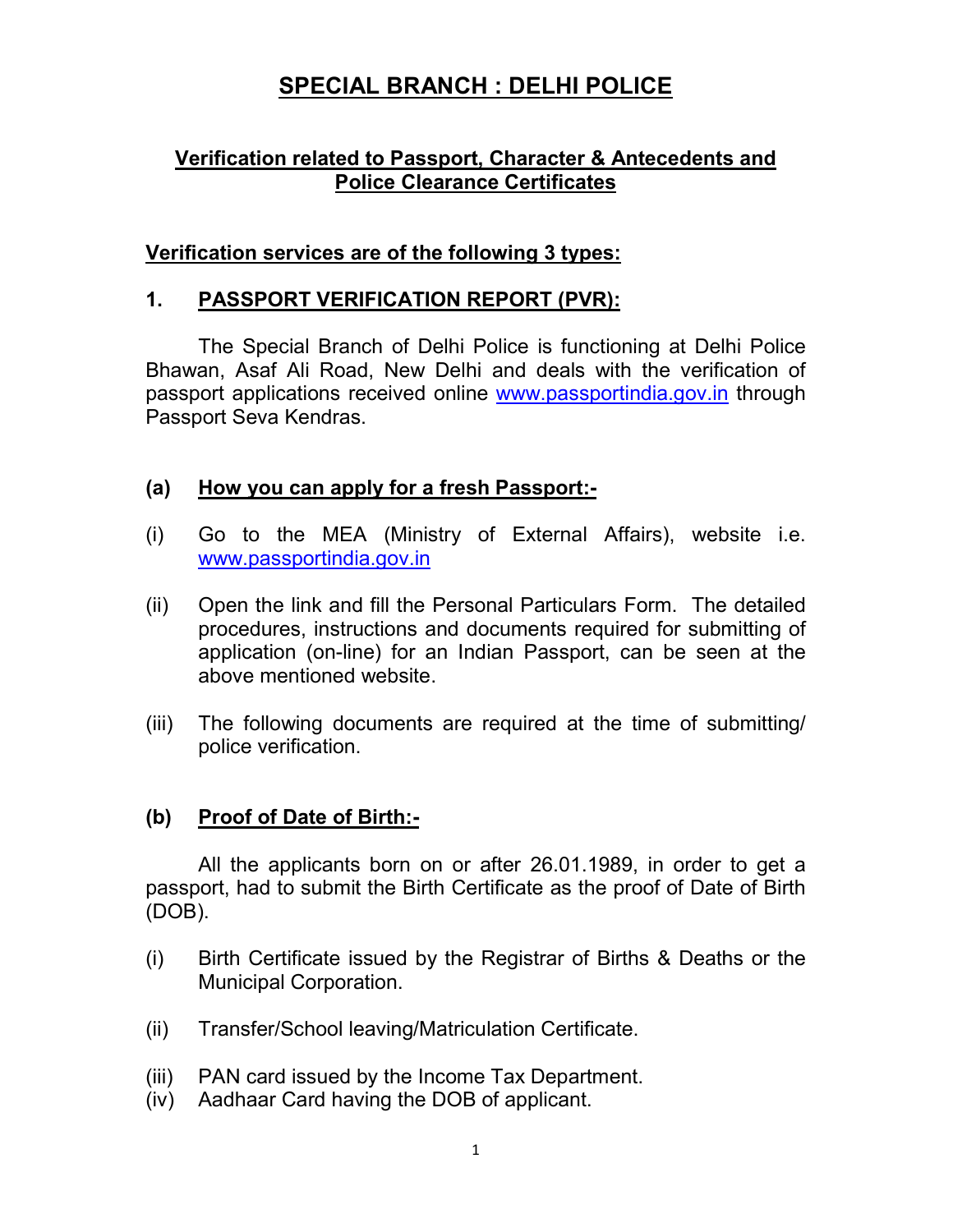# SPECIAL BRANCH : DELHI POLICE

## Verification related to Passport, Character & Antecedents and Police Clearance Certificates

### Verification services are of the following 3 types:

### 1. PASSPORT VERIFICATION REPORT (PVR):

The Special Branch of Delhi Police is functioning at Delhi Police Bhawan, Asaf Ali Road, New Delhi and deals with the verification of passport applications received online www.passportindia.gov.in through Passport Seva Kendras.

#### (a) How you can apply for a fresh Passport:-

(i) Go to the MEA (Ministry of External Affairs), website i.e. www.passportindia.gov.in

(ii) Open the link and fill the Personal Particulars Form. The detailed procedures, instructions and documents required for submitting of application (on-line) for an Indian Passport, can be seen at the above mentioned website.

(iii) The following documents are required at the time of submitting/ police verification.

#### (b) Proof of Date of Birth:-

All the applicants born on or after 26.01.1989, in order to get a passport, had to submit the Birth Certificate as the proof of Date of Birth (DOB).

(i) Birth Certificate issued by the Registrar of Births & Deaths or the Municipal Corporation.

(ii) Transfer/School leaving/Matriculation Certificate.

(iii) PAN card issued by the Income Tax Department.

(iv) Aadhaar Card having the DOB of applicant.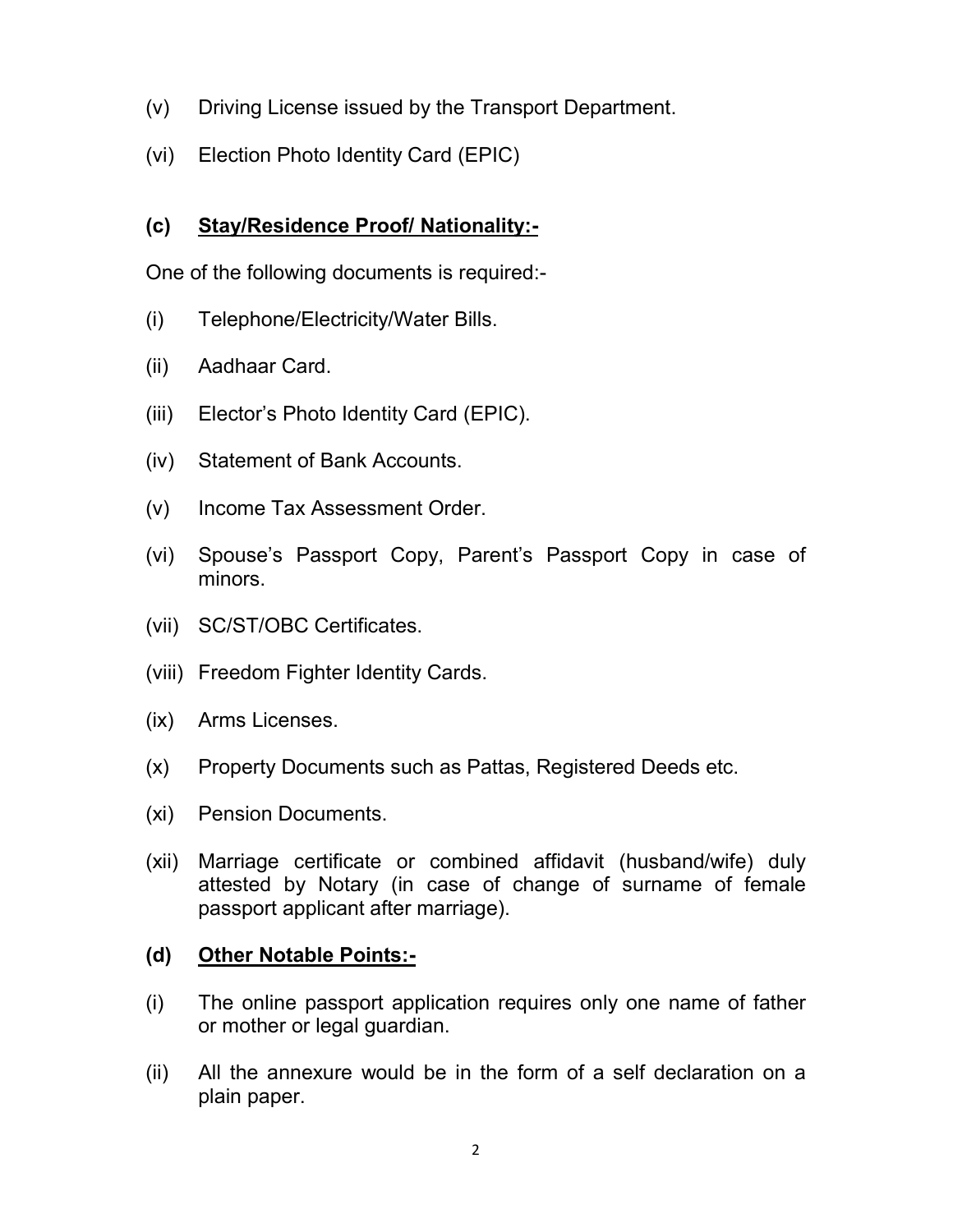(v) Driving License issued by the Transport Department.

(vi) Election Photo Identity Card (EPIC)

**(c) <u>Stay/Residence Proof/ Nationality:-</u>**

One of the following documents is required:-

(i) Telephone/Electricity/Water Bills.

(ii) Aadhaar Card.

(iii) Elector's Photo Identity Card (EPIC).

(iv) Statement of Bank Accounts.

(v) Income Tax Assessment Order.

(vi) Spouse's Passport Copy, Parent's Passport Copy in case of minors.

(vii) SC/ST/OBC Certificates.

(viii) Freedom Fighter Identity Cards.

(ix) Arms Licenses.

(x) Property Documents such as Pattas, Registered Deeds etc.

(xi) Pension Documents.

(xii) Marriage certificate or combined affidavit (husband/wife) duly attested by Notary (in case of change of surname of female passport applicant after marriage).

**(d) <u>Other Notable Points:-</u>**

(i) The online passport application requires only one name of father or mother or legal guardian.

(ii) All the annexure would be in the form of a self declaration on a plain paper.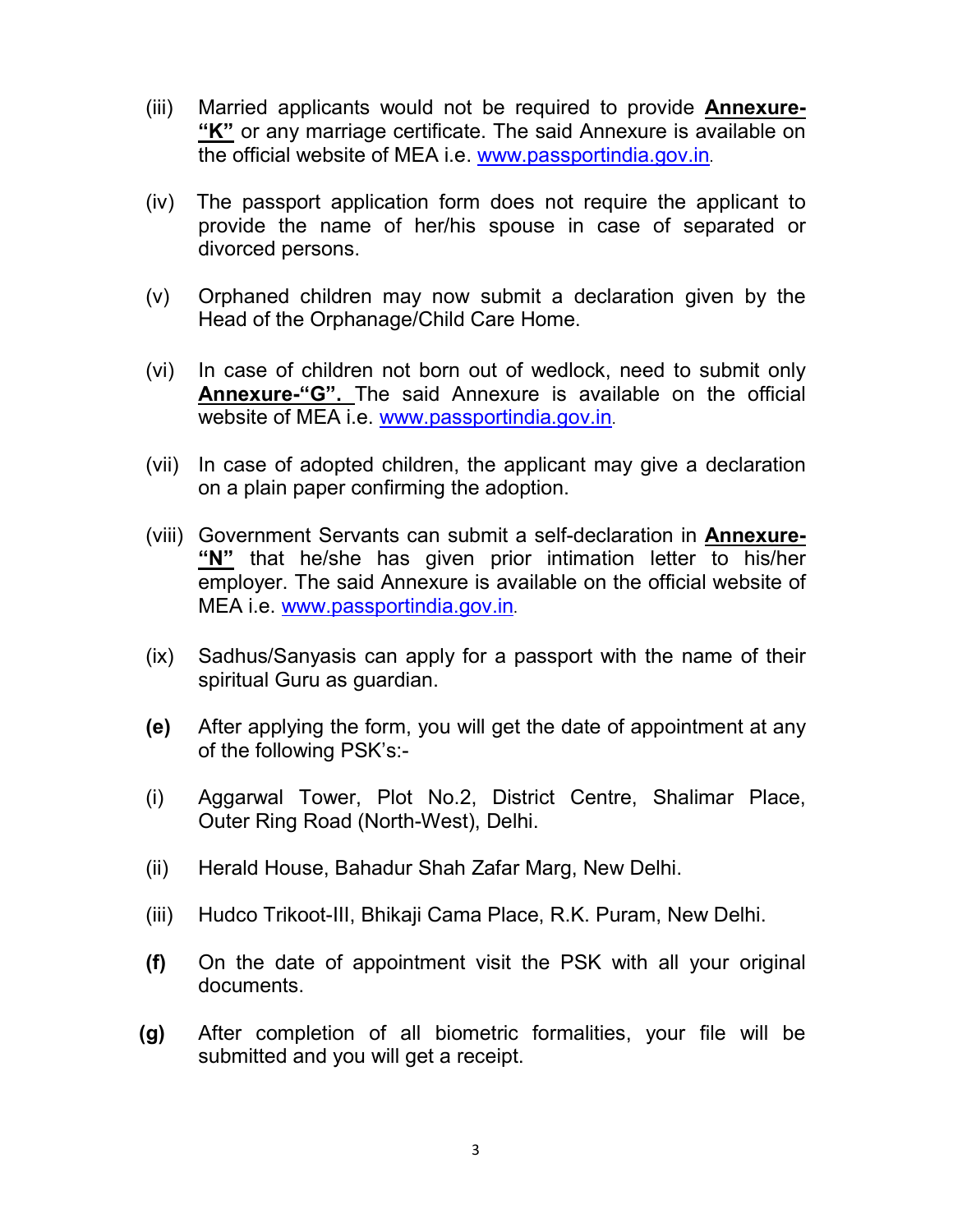(iii) Married applicants would not be required to provide **Annexure-“K”** or any marriage certificate. The said Annexure is available on the official website of MEA i.e. [www.passportindia.gov.in](http://www.passportindia.gov.in).

(iv) The passport application form does not require the applicant to provide the name of her/his spouse in case of separated or divorced persons.

(v) Orphaned children may now submit a declaration given by the Head of the Orphanage/Child Care Home.

(vi) In case of children not born out of wedlock, need to submit only **Annexure-“G”.** The said Annexure is available on the official website of MEA i.e. [www.passportindia.gov.in](http://www.passportindia.gov.in).

(vii) In case of adopted children, the applicant may give a declaration on a plain paper confirming the adoption.

(viii) Government Servants can submit a self-declaration in **Annexure-“N”** that he/she has given prior intimation letter to his/her employer. The said Annexure is available on the official website of MEA i.e. [www.passportindia.gov.in](http://www.passportindia.gov.in).

(ix) Sadhus/Sanyasis can apply for a passport with the name of their spiritual Guru as guardian.

**(e)** After applying the form, you will get the date of appointment at any of the following PSK’s:-

(i) Aggarwal Tower, Plot No.2, District Centre, Shalimar Place, Outer Ring Road (North-West), Delhi.

(ii) Herald House, Bahadur Shah Zafar Marg, New Delhi.

(iii) Hudco Trikoot-III, Bhikaji Cama Place, R.K. Puram, New Delhi.

**(f)** On the date of appointment visit the PSK with all your original documents.

**(g)** After completion of all biometric formalities, your file will be submitted and you will get a receipt.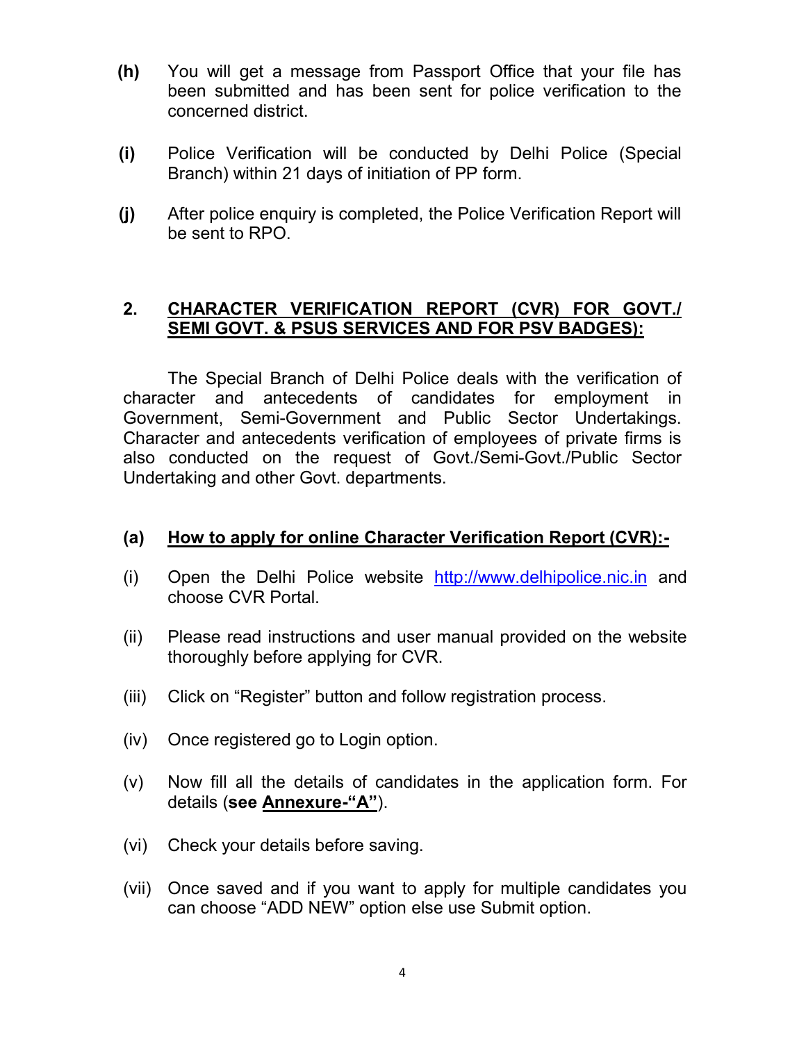**(h)** You will get a message from Passport Office that your file has been submitted and has been sent for police verification to the concerned district.

**(i)** Police Verification will be conducted by Delhi Police (Special Branch) within 21 days of initiation of PP form.

**(j)** After police enquiry is completed, the Police Verification Report will be sent to RPO.

## 2. CHARACTER VERIFICATION REPORT (CVR) FOR GOVT./ SEMI GOVT. & PSUS SERVICES AND FOR PSV BADGES):

The Special Branch of Delhi Police deals with the verification of character and antecedents of candidates for employment in Government, Semi-Government and Public Sector Undertakings. Character and antecedents verification of employees of private firms is also conducted on the request of Govt./Semi-Govt./Public Sector Undertaking and other Govt. departments.

### (a) How to apply for online Character Verification Report (CVR):-

(i) Open the Delhi Police website http://www.delhipolice.nic.in and choose CVR Portal.

(ii) Please read instructions and user manual provided on the website thoroughly before applying for CVR.

(iii) Click on "Register" button and follow registration process.

(iv) Once registered go to Login option.

(v) Now fill all the details of candidates in the application form. For details (**see Annexure-"A"**).

(vi) Check your details before saving.

(vii) Once saved and if you want to apply for multiple candidates you can choose "ADD NEW" option else use Submit option.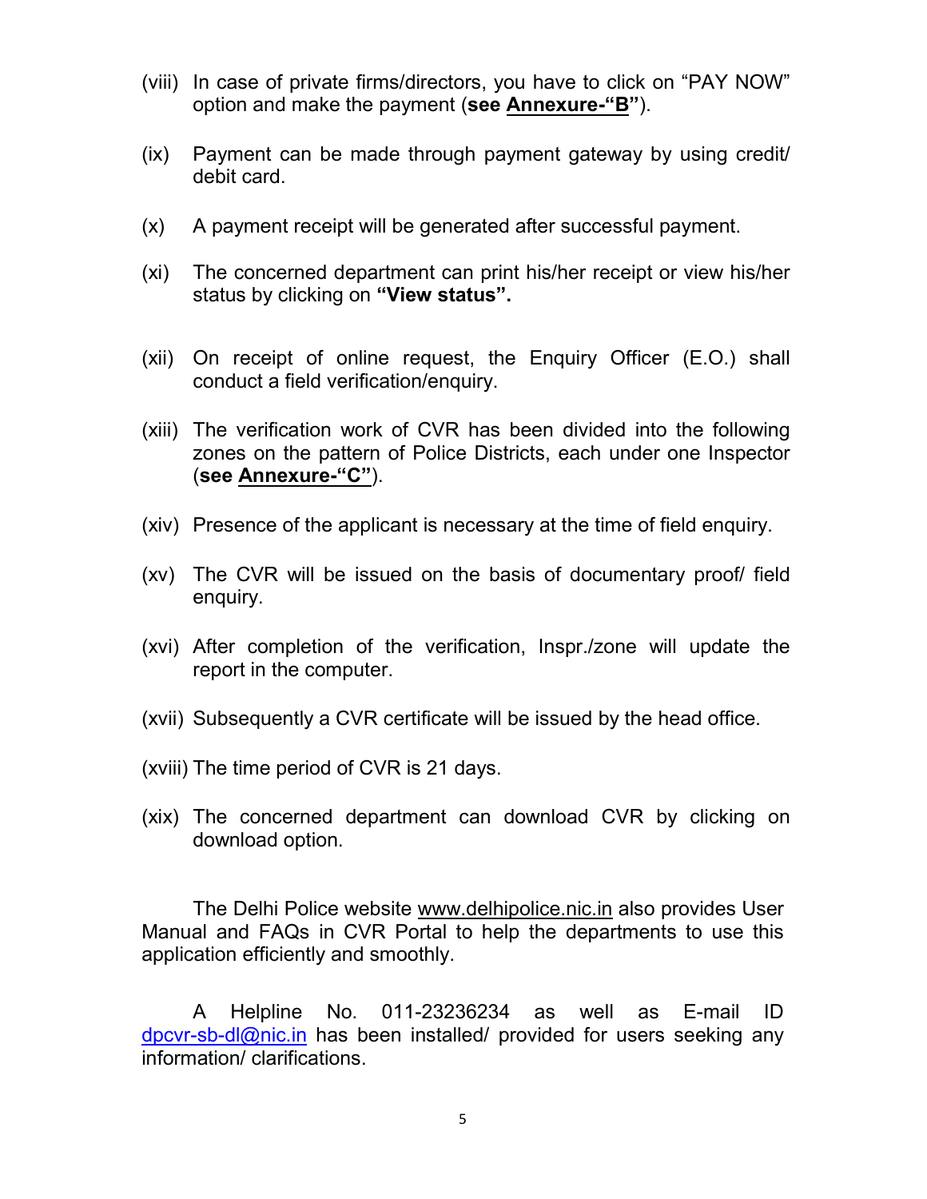(viii) In case of private firms/directors, you have to click on "PAY NOW" option and make the payment (**see <u>Annexure-"B"</u>**).

(ix) Payment can be made through payment gateway by using credit/ debit card.

(x) A payment receipt will be generated after successful payment.

(xi) The concerned department can print his/her receipt or view his/her status by clicking on **"View status".**

(xii) On receipt of online request, the Enquiry Officer (E.O.) shall conduct a field verification/enquiry.

(xiii) The verification work of CVR has been divided into the following zones on the pattern of Police Districts, each under one Inspector (**see <u>Annexure-"C"</u>**).

(xiv) Presence of the applicant is necessary at the time of field enquiry.

(xv) The CVR will be issued on the basis of documentary proof/ field enquiry.

(xvi) After completion of the verification, Inspr./zone will update the report in the computer.

(xvii) Subsequently a CVR certificate will be issued by the head office.

(xviii) The time period of CVR is 21 days.

(xix) The concerned department can download CVR by clicking on download option.

The Delhi Police website www.delhipolice.nic.in also provides User Manual and FAQs in CVR Portal to help the departments to use this application efficiently and smoothly.

A Helpline No. 011-23236234 as well as E-mail ID dpcvr-sb-dl@nic.in has been installed/ provided for users seeking any information/ clarifications.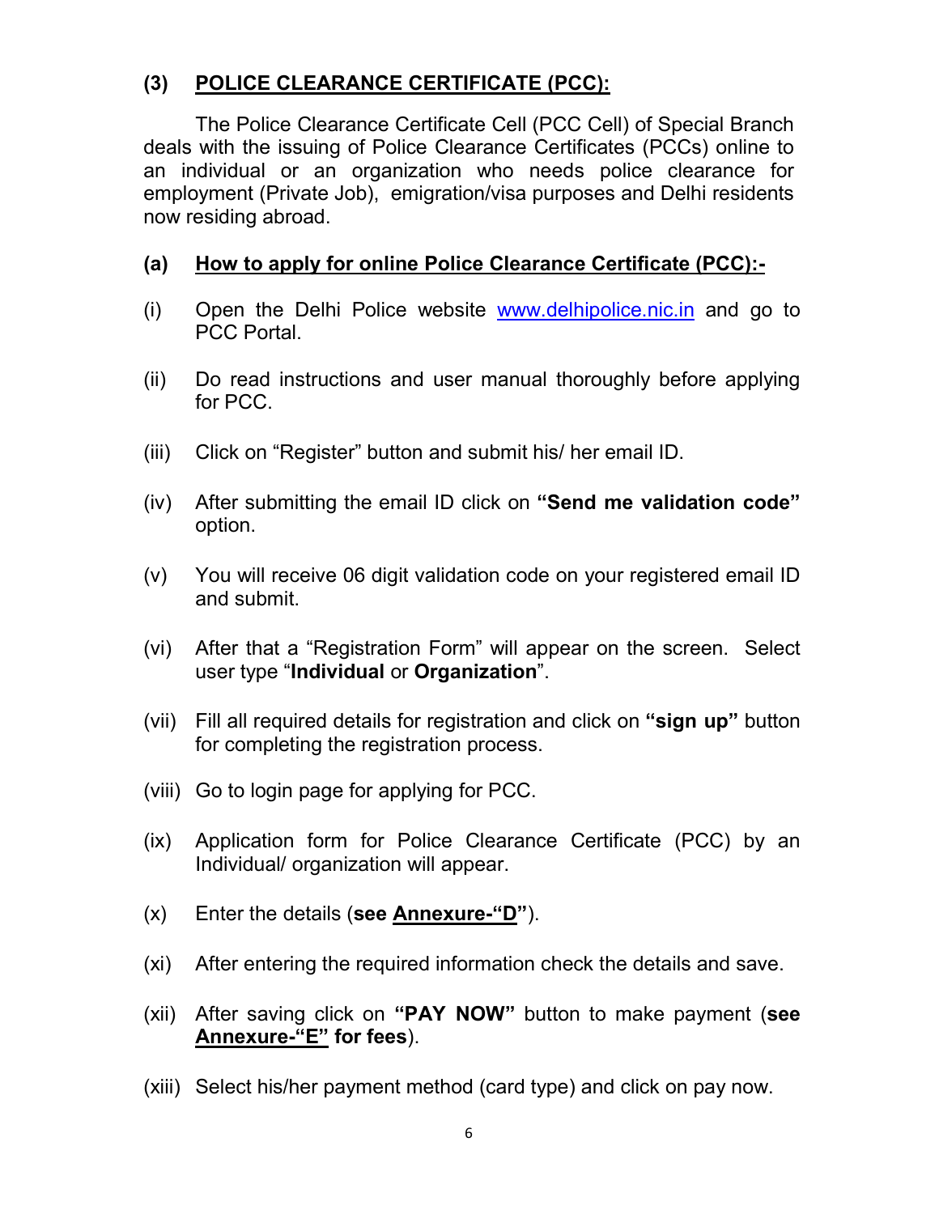## (3) POLICE CLEARANCE CERTIFICATE (PCC):

The Police Clearance Certificate Cell (PCC Cell) of Special Branch deals with the issuing of Police Clearance Certificates (PCCs) online to an individual or an organization who needs police clearance for employment (Private Job), emigration/visa purposes and Delhi residents now residing abroad.

### (a) How to apply for online Police Clearance Certificate (PCC):-

(i) Open the Delhi Police website www.delhipolice.nic.in and go to PCC Portal.

(ii) Do read instructions and user manual thoroughly before applying for PCC.

(iii) Click on "Register" button and submit his/ her email ID.

(iv) After submitting the email ID click on **"Send me validation code"** option.

(v) You will receive 06 digit validation code on your registered email ID and submit.

(vi) After that a "Registration Form" will appear on the screen. Select user type "**Individual** or **Organization**".

(vii) Fill all required details for registration and click on **"sign up"** button for completing the registration process.

(viii) Go to login page for applying for PCC.

(ix) Application form for Police Clearance Certificate (PCC) by an Individual/ organization will appear.

(x) Enter the details (**see <u>Annexure-"D"</u>**).

(xi) After entering the required information check the details and save.

(xii) After saving click on **"PAY NOW"** button to make payment (**see <u>Annexure-"E"</u> for fees**).

(xiii) Select his/her payment method (card type) and click on pay now.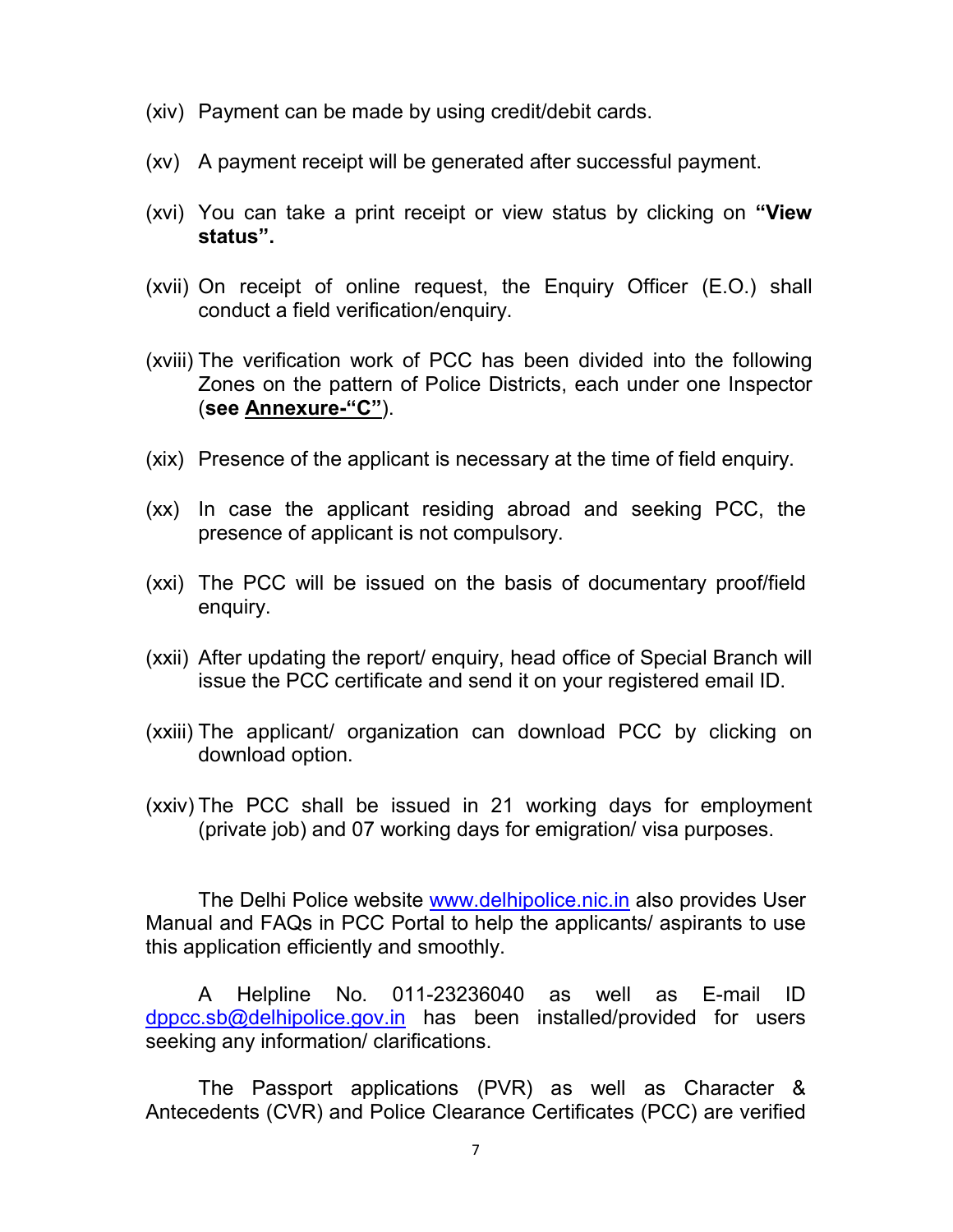(xiv) Payment can be made by using credit/debit cards.

(xv) A payment receipt will be generated after successful payment.

(xvi) You can take a print receipt or view status by clicking on **"View status".**

(xvii) On receipt of online request, the Enquiry Officer (E.O.) shall conduct a field verification/enquiry.

(xviii) The verification work of PCC has been divided into the following Zones on the pattern of Police Districts, each under one Inspector (**see <u>Annexure-"C"</u>**).

(xix) Presence of the applicant is necessary at the time of field enquiry.

(xx) In case the applicant residing abroad and seeking PCC, the presence of applicant is not compulsory.

(xxi) The PCC will be issued on the basis of documentary proof/field enquiry.

(xxii) After updating the report/ enquiry, head office of Special Branch will issue the PCC certificate and send it on your registered email ID.

(xxiii) The applicant/ organization can download PCC by clicking on download option.

(xxiv) The PCC shall be issued in 21 working days for employment (private job) and 07 working days for emigration/ visa purposes.

The Delhi Police website www.delhipolice.nic.in also provides User Manual and FAQs in PCC Portal to help the applicants/ aspirants to use this application efficiently and smoothly.

A Helpline No. 011-23236040 as well as E-mail ID dppcc.sb@delhipolice.gov.in has been installed/provided for users seeking any information/ clarifications.

The Passport applications (PVR) as well as Character & Antecedents (CVR) and Police Clearance Certificates (PCC) are verified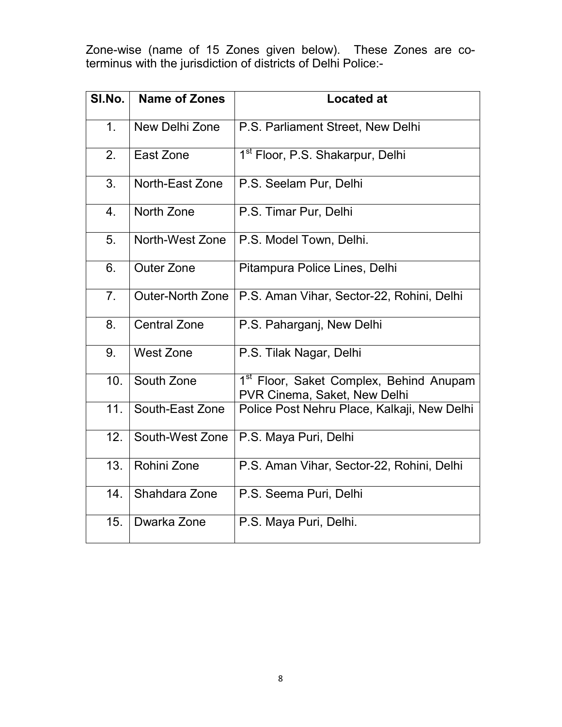Zone-wise (name of 15 Zones given below). These Zones are co-terminus with the jurisdiction of districts of Delhi Police:-

| Sl.No. | Name of Zones | Located at |
| --- | --- | --- |
| 1. | New Delhi Zone | P.S. Parliament Street, New Delhi |
| 2. | East Zone | 1st Floor, P.S. Shakarpur, Delhi |
| 3. | North-East Zone | P.S. Seelam Pur, Delhi |
| 4. | North Zone | P.S. Timar Pur, Delhi |
| 5. | North-West Zone | P.S. Model Town, Delhi. |
| 6. | Outer Zone | Pitampura Police Lines, Delhi |
| 7. | Outer-North Zone | P.S. Aman Vihar, Sector-22, Rohini, Delhi |
| 8. | Central Zone | P.S. Paharganj, New Delhi |
| 9. | West Zone | P.S. Tilak Nagar, Delhi |
| 10. | South Zone | 1st Floor, Saket Complex, Behind Anupam PVR Cinema, Saket, New Delhi |
| 11. | South-East Zone | Police Post Nehru Place, Kalkaji, New Delhi |
| 12. | South-West Zone | P.S. Maya Puri, Delhi |
| 13. | Rohini Zone | P.S. Aman Vihar, Sector-22, Rohini, Delhi |
| 14. | Shahdara Zone | P.S. Seema Puri, Delhi |
| 15. | Dwarka Zone | P.S. Maya Puri, Delhi. |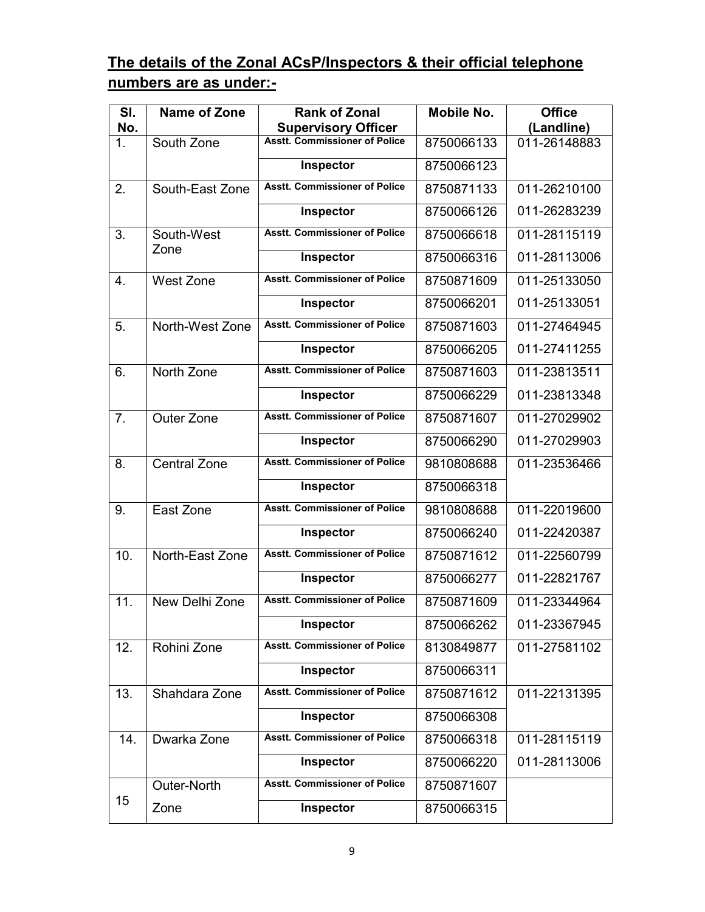**The details of the Zonal ACsP/Inspectors & their official telephone numbers are as under:-**

| Sl. No. | Name of Zone | Rank of Zonal Supervisory Officer | Mobile No. | Office (Landline) |
|---|---|---|---|---|
| 1. | South Zone | Asstt. Commissioner of Police | 8750066133 | 011-26148883 |
| | | Inspector | 8750066123 | |
| 2. | South-East Zone | Asstt. Commissioner of Police | 8750871133 | 011-26210100 |
| | | Inspector | 8750066126 | 011-26283239 |
| 3. | South-West Zone | Asstt. Commissioner of Police | 8750066618 | 011-28115119 |
| | | Inspector | 8750066316 | 011-28113006 |
| 4. | West Zone | Asstt. Commissioner of Police | 8750871609 | 011-25133050 |
| | | Inspector | 8750066201 | 011-25133051 |
| 5. | North-West Zone | Asstt. Commissioner of Police | 8750871603 | 011-27464945 |
| | | Inspector | 8750066205 | 011-27411255 |
| 6. | North Zone | Asstt. Commissioner of Police | 8750871603 | 011-23813511 |
| | | Inspector | 8750066229 | 011-23813348 |
| 7. | Outer Zone | Asstt. Commissioner of Police | 8750871607 | 011-27029902 |
| | | Inspector | 8750066290 | 011-27029903 |
| 8. | Central Zone | Asstt. Commissioner of Police | 9810808688 | 011-23536466 |
| | | Inspector | 8750066318 | |
| 9. | East Zone | Asstt. Commissioner of Police | 9810808688 | 011-22019600 |
| | | Inspector | 8750066240 | 011-22420387 |
| 10. | North-East Zone | Asstt. Commissioner of Police | 8750871612 | 011-22560799 |
| | | Inspector | 8750066277 | 011-22821767 |
| 11. | New Delhi Zone | Asstt. Commissioner of Police | 8750871609 | 011-23344964 |
| | | Inspector | 8750066262 | 011-23367945 |
| 12. | Rohini Zone | Asstt. Commissioner of Police | 8130849877 | 011-27581102 |
| | | Inspector | 8750066311 | |
| 13. | Shahdara Zone | Asstt. Commissioner of Police | 8750871612 | 011-22131395 |
| | | Inspector | 8750066308 | |
| 14. | Dwarka Zone | Asstt. Commissioner of Police | 8750066318 | 011-28115119 |
| | | Inspector | 8750066220 | 011-28113006 |
| 15 | Outer-North Zone | Asstt. Commissioner of Police | 8750871607 | |
| | | Inspector | 8750066315 | |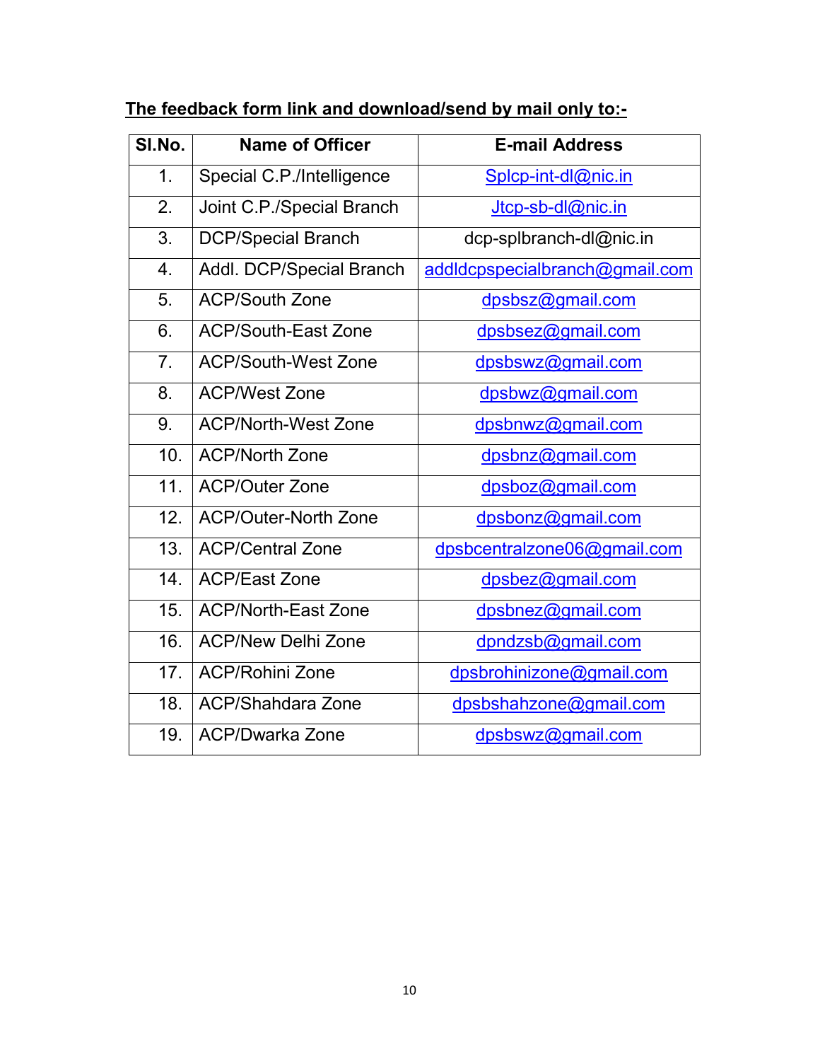**<u>The feedback form link and download/send by mail only to:-</u>**

| Sl.No. | Name of Officer | E-mail Address |
|---|---|---|
| 1. | Special C.P./Intelligence | Splcp-int-dl@nic.in |
| 2. | Joint C.P./Special Branch | Jtcp-sb-dl@nic.in |
| 3. | DCP/Special Branch | dcp-splbranch-dl@nic.in |
| 4. | Addl. DCP/Special Branch | addldcpspecialbranch@gmail.com |
| 5. | ACP/South Zone | dpsbsz@gmail.com |
| 6. | ACP/South-East Zone | dpsbsez@gmail.com |
| 7. | ACP/South-West Zone | dpsbswz@gmail.com |
| 8. | ACP/West Zone | dpsbwz@gmail.com |
| 9. | ACP/North-West Zone | dpsbnwz@gmail.com |
| 10. | ACP/North Zone | dpsbnz@gmail.com |
| 11. | ACP/Outer Zone | dpsboz@gmail.com |
| 12. | ACP/Outer-North Zone | dpsbonz@gmail.com |
| 13. | ACP/Central Zone | dpsbcentralzone06@gmail.com |
| 14. | ACP/East Zone | dpsbez@gmail.com |
| 15. | ACP/North-East Zone | dpsbnez@gmail.com |
| 16. | ACP/New Delhi Zone | dpndzsb@gmail.com |
| 17. | ACP/Rohini Zone | dpsbrohinizone@gmail.com |
| 18. | ACP/Shahdara Zone | dpsbshahzone@gmail.com |
| 19. | ACP/Dwarka Zone | dpsbswz@gmail.com |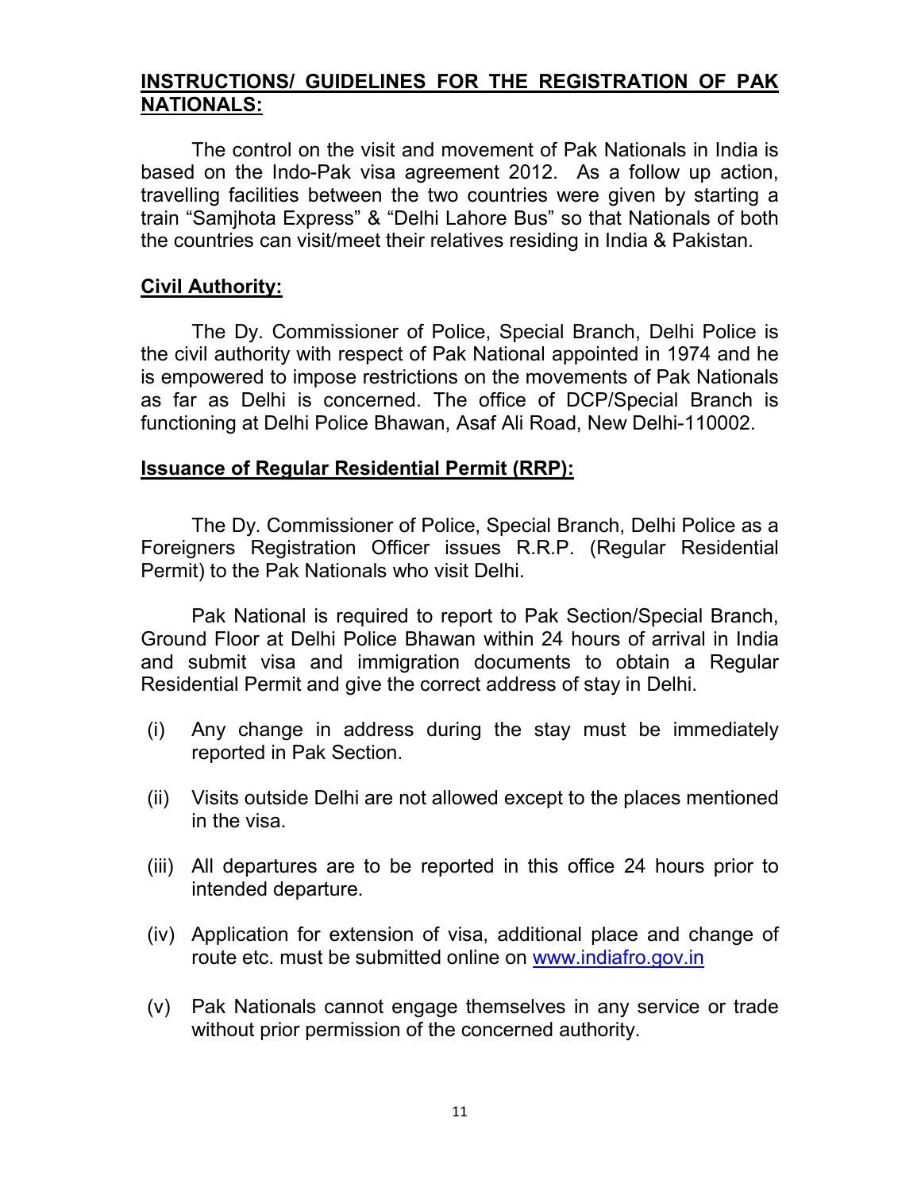## **INSTRUCTIONS/ GUIDELINES FOR THE REGISTRATION OF PAK NATIONALS:**

The control on the visit and movement of Pak Nationals in India is based on the Indo-Pak visa agreement 2012. As a follow up action, travelling facilities between the two countries were given by starting a train "Samjhota Express" & "Delhi Lahore Bus" so that Nationals of both the countries can visit/meet their relatives residing in India & Pakistan.

### **Civil Authority:**

The Dy. Commissioner of Police, Special Branch, Delhi Police is the civil authority with respect of Pak National appointed in 1974 and he is empowered to impose restrictions on the movements of Pak Nationals as far as Delhi is concerned. The office of DCP/Special Branch is functioning at Delhi Police Bhawan, Asaf Ali Road, New Delhi-110002.

### **Issuance of Regular Residential Permit (RRP):**

The Dy. Commissioner of Police, Special Branch, Delhi Police as a Foreigners Registration Officer issues R.R.P. (Regular Residential Permit) to the Pak Nationals who visit Delhi.

Pak National is required to report to Pak Section/Special Branch, Ground Floor at Delhi Police Bhawan within 24 hours of arrival in India and submit visa and immigration documents to obtain a Regular Residential Permit and give the correct address of stay in Delhi.

- (i) Any change in address during the stay must be immediately reported in Pak Section.
- (ii) Visits outside Delhi are not allowed except to the places mentioned in the visa.
- (iii) All departures are to be reported in this office 24 hours prior to intended departure.
- (iv) Application for extension of visa, additional place and change of route etc. must be submitted online on www.indiafro.gov.in
- (v) Pak Nationals cannot engage themselves in any service or trade without prior permission of the concerned authority.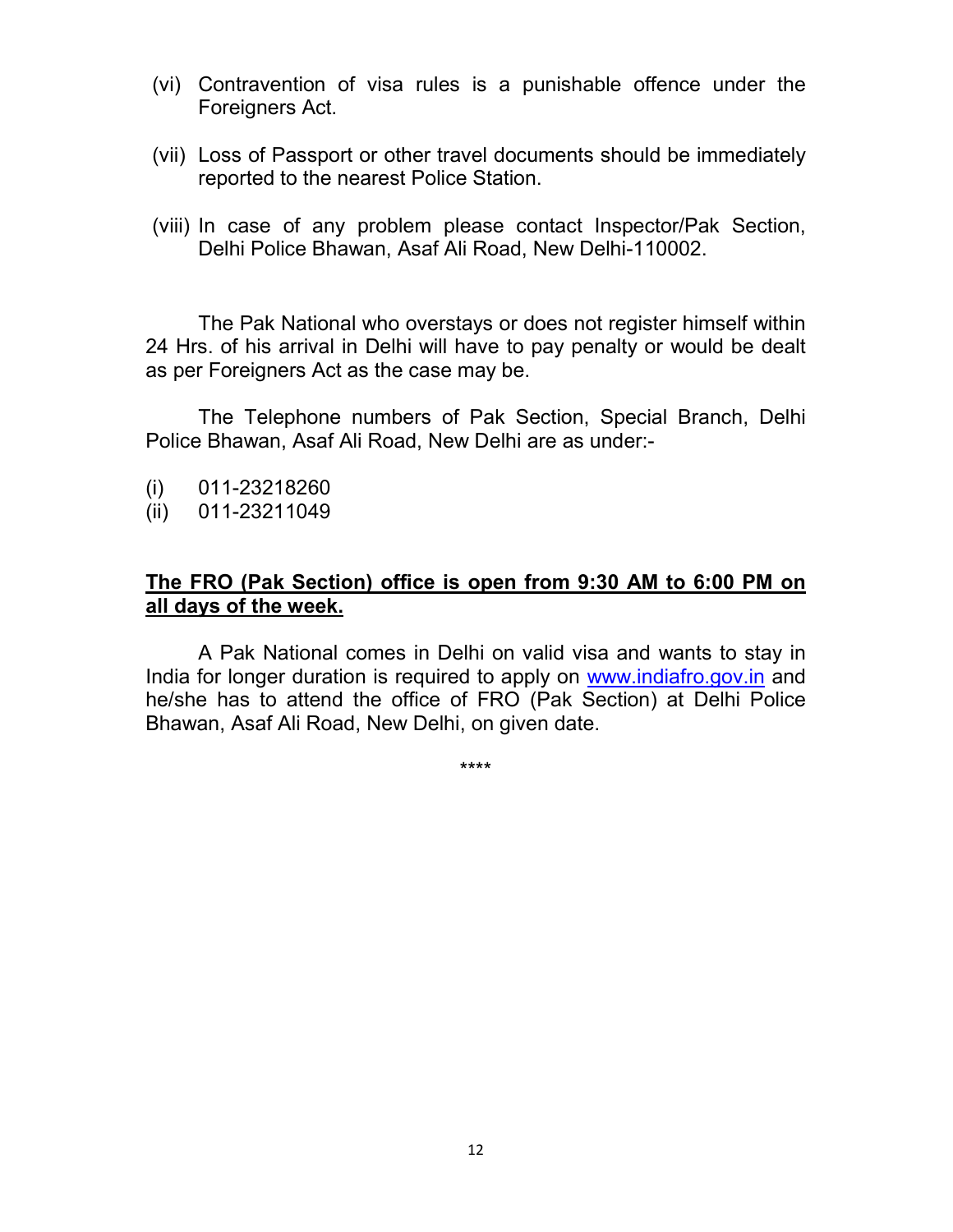(vi) Contravention of visa rules is a punishable offence under the Foreigners Act.

(vii) Loss of Passport or other travel documents should be immediately reported to the nearest Police Station.

(viii) In case of any problem please contact Inspector/Pak Section, Delhi Police Bhawan, Asaf Ali Road, New Delhi-110002.

The Pak National who overstays or does not register himself within 24 Hrs. of his arrival in Delhi will have to pay penalty or would be dealt as per Foreigners Act as the case may be.

The Telephone numbers of Pak Section, Special Branch, Delhi Police Bhawan, Asaf Ali Road, New Delhi are as under:-

(i) 011-23218260
(ii) 011-23211049

**The FRO (Pak Section) office is open from 9:30 AM to 6:00 PM on all days of the week.**

A Pak National comes in Delhi on valid visa and wants to stay in India for longer duration is required to apply on www.indiafro.gov.in and he/she has to attend the office of FRO (Pak Section) at Delhi Police Bhawan, Asaf Ali Road, New Delhi, on given date.

****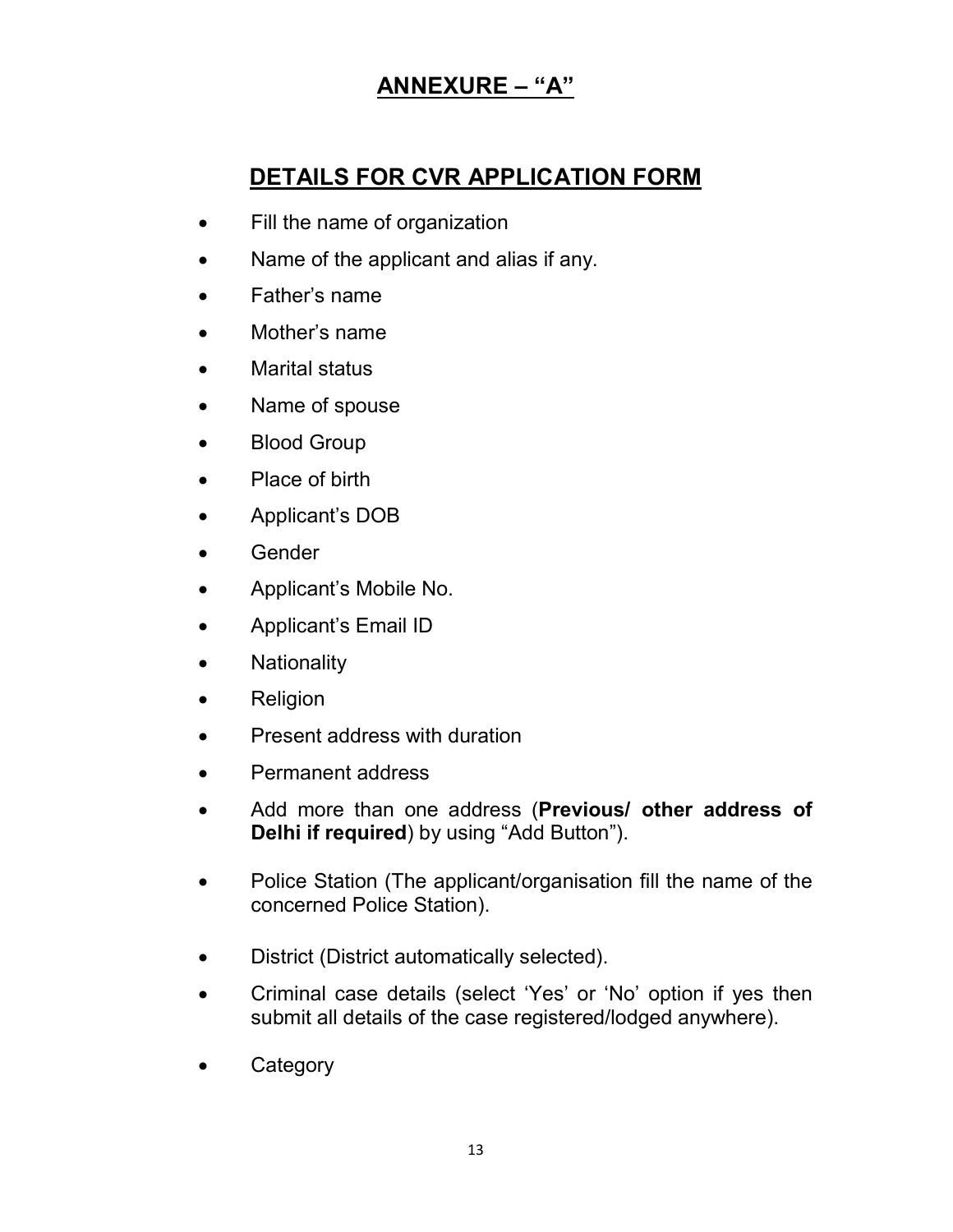# ANNEXURE – "A"

## DETAILS FOR CVR APPLICATION FORM

- Fill the name of organization
- Name of the applicant and alias if any.
- Father's name
- Mother's name
- Marital status
- Name of spouse
- Blood Group
- Place of birth
- Applicant's DOB
- Gender
- Applicant's Mobile No.
- Applicant's Email ID
- Nationality
- Religion
- Present address with duration
- Permanent address
- Add more than one address (**Previous/ other address of Delhi if required**) by using "Add Button").
- Police Station (The applicant/organisation fill the name of the concerned Police Station).
- District (District automatically selected).
- Criminal case details (select 'Yes' or 'No' option if yes then submit all details of the case registered/lodged anywhere).
- Category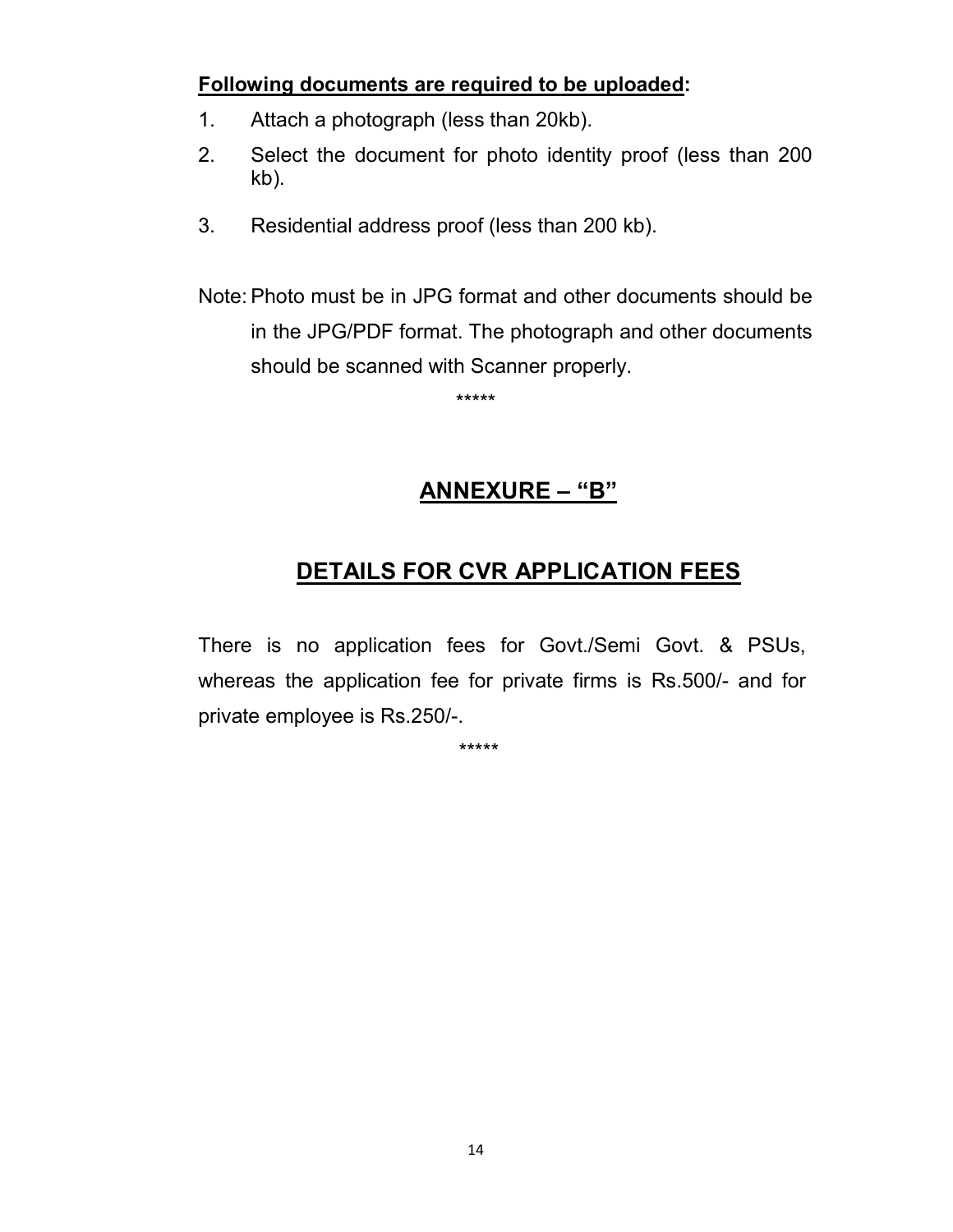**Following documents are required to be uploaded:**

1. Attach a photograph (less than 20kb).
2. Select the document for photo identity proof (less than 200 kb).
3. Residential address proof (less than 200 kb).

Note: Photo must be in JPG format and other documents should be in the JPG/PDF format. The photograph and other documents should be scanned with Scanner properly.

*****

## ANNEXURE – "B"

## DETAILS FOR CVR APPLICATION FEES

There is no application fees for Govt./Semi Govt. & PSUs, whereas the application fee for private firms is Rs.500/- and for private employee is Rs.250/-.

*****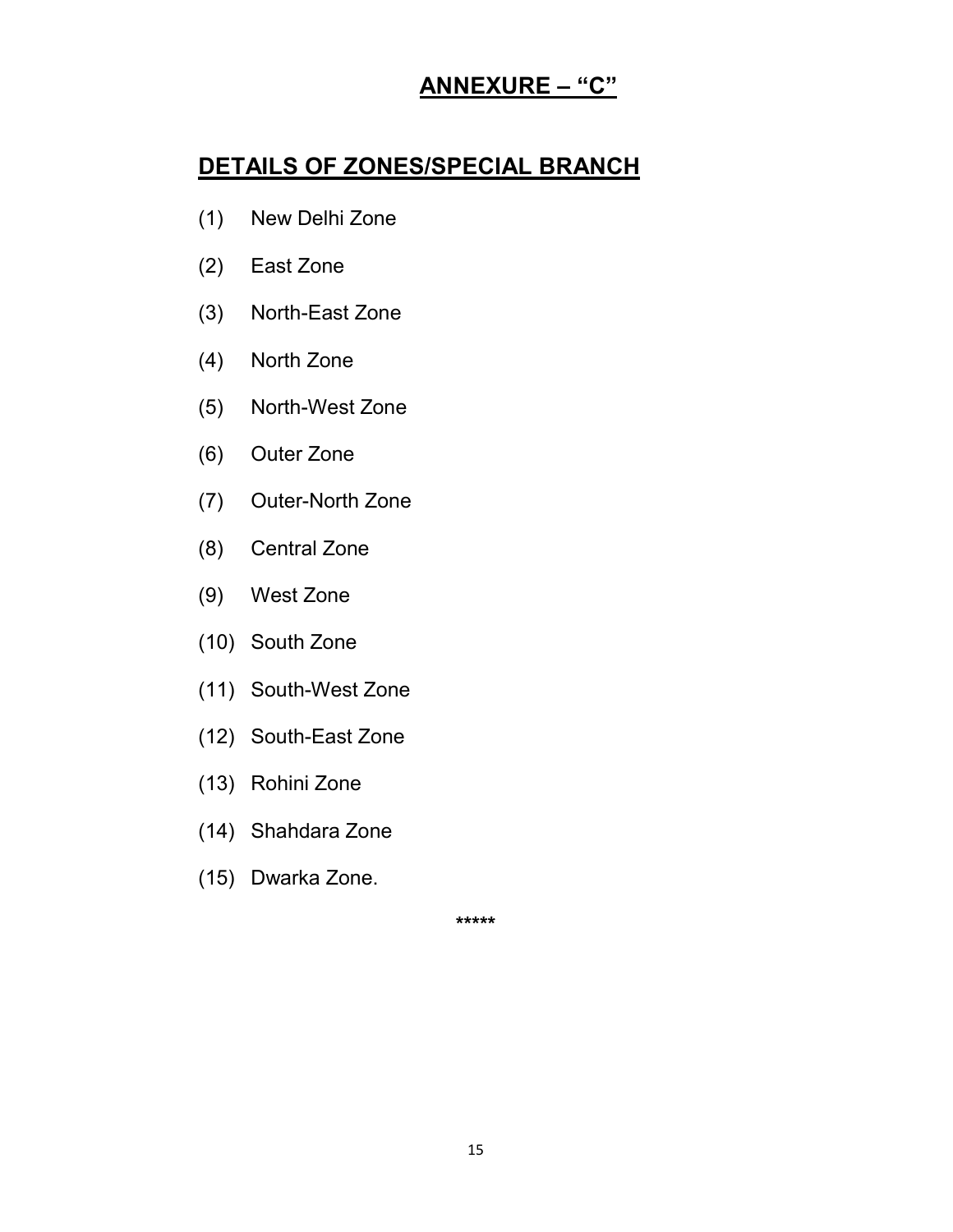# ANNEXURE – "C"

## DETAILS OF ZONES/SPECIAL BRANCH

(1) New Delhi Zone

(2) East Zone

(3) North-East Zone

(4) North Zone

(5) North-West Zone

(6) Outer Zone

(7) Outer-North Zone

(8) Central Zone

(9) West Zone

(10) South Zone

(11) South-West Zone

(12) South-East Zone

(13) Rohini Zone

(14) Shahdara Zone

(15) Dwarka Zone.

*****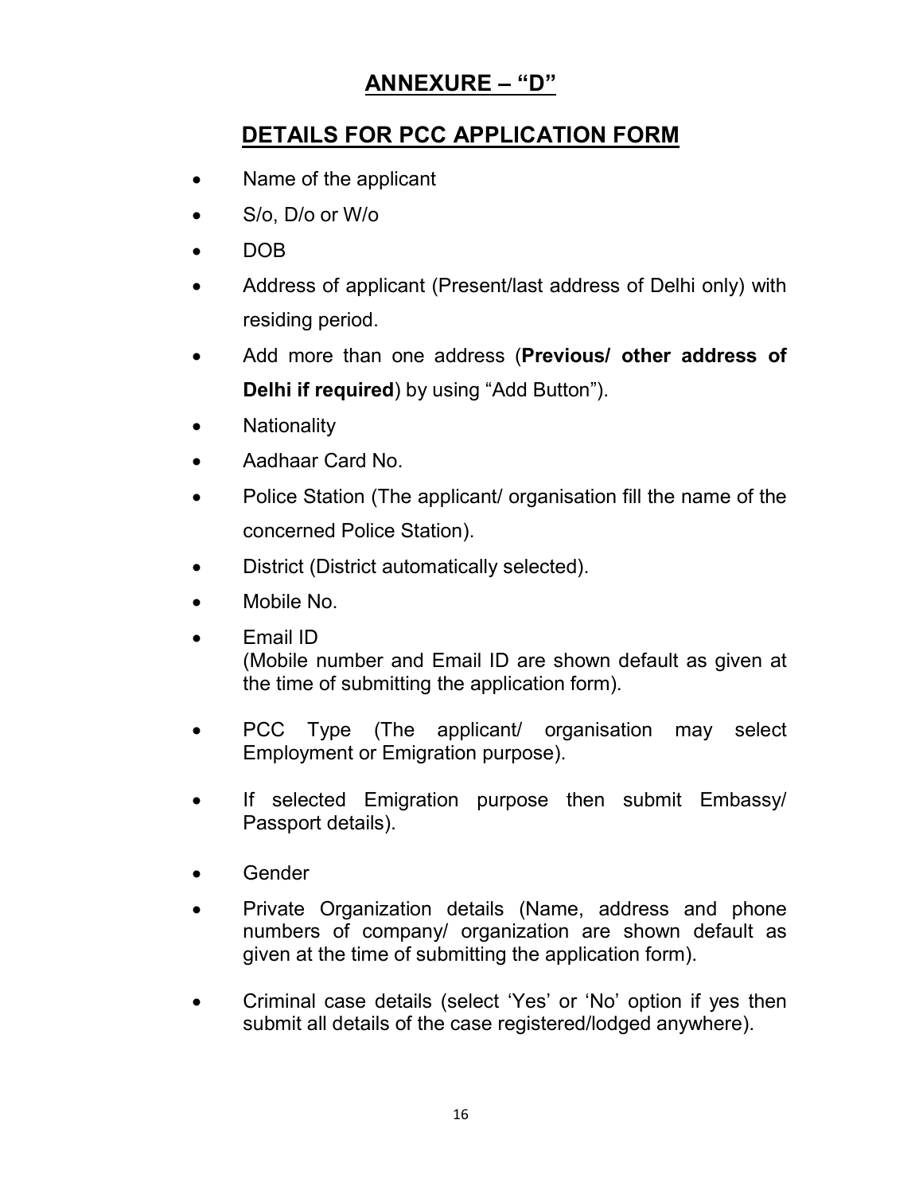# ANNEXURE – "D"

## DETAILS FOR PCC APPLICATION FORM

- Name of the applicant
- S/o, D/o or W/o
- DOB
- Address of applicant (Present/last address of Delhi only) with residing period.
- Add more than one address (**Previous/ other address of Delhi if required**) by using "Add Button").
- Nationality
- Aadhaar Card No.
- Police Station (The applicant/ organisation fill the name of the concerned Police Station).
- District (District automatically selected).
- Mobile No.
- Email ID
  (Mobile number and Email ID are shown default as given at the time of submitting the application form).
- PCC Type (The applicant/ organisation may select Employment or Emigration purpose).
- If selected Emigration purpose then submit Embassy/ Passport details).
- Gender
- Private Organization details (Name, address and phone numbers of company/ organization are shown default as given at the time of submitting the application form).
- Criminal case details (select 'Yes' or 'No' option if yes then submit all details of the case registered/lodged anywhere).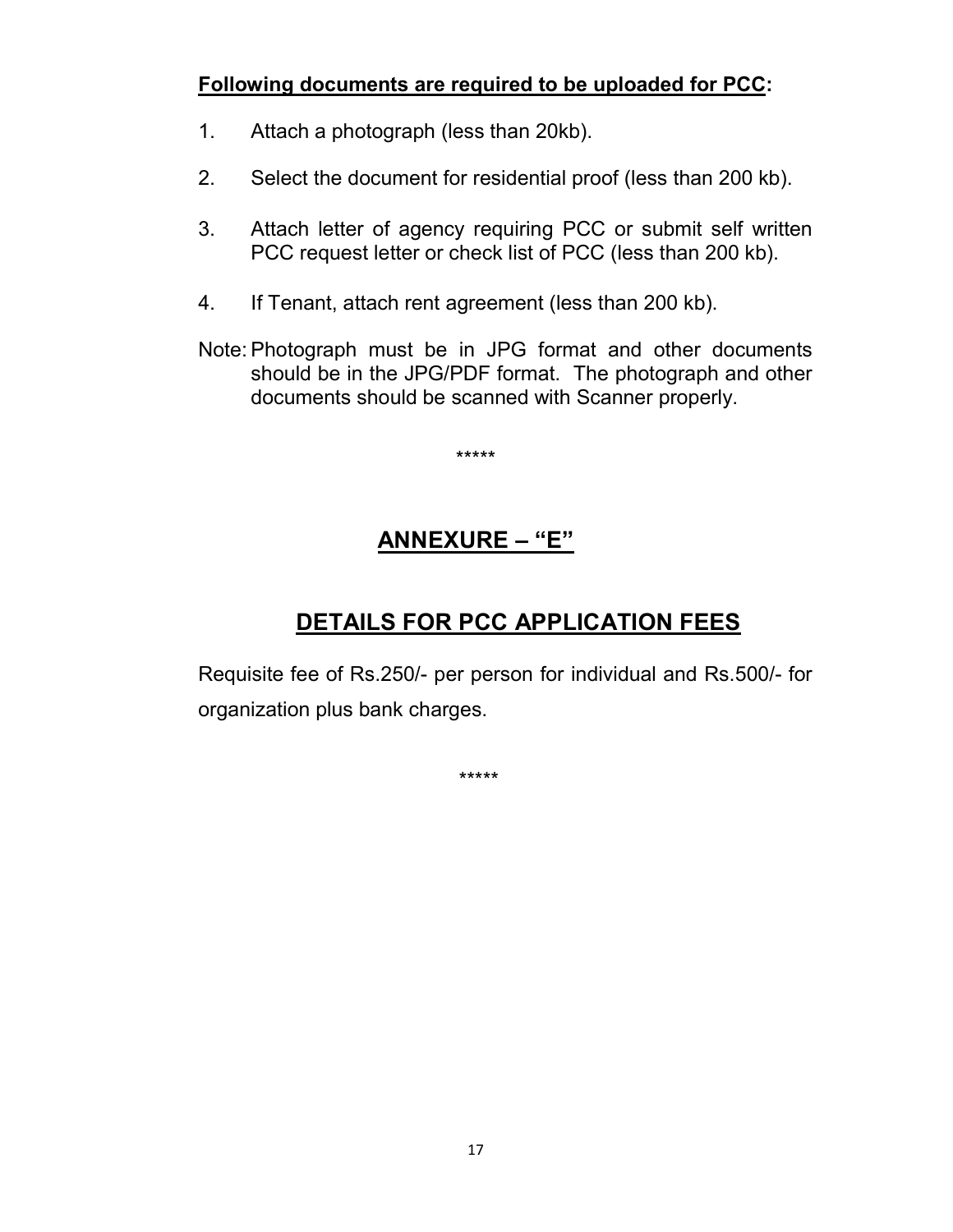**Following documents are required to be uploaded for PCC:**

1. Attach a photograph (less than 20kb).
2. Select the document for residential proof (less than 200 kb).
3. Attach letter of agency requiring PCC or submit self written PCC request letter or check list of PCC (less than 200 kb).
4. If Tenant, attach rent agreement (less than 200 kb).

Note: Photograph must be in JPG format and other documents should be in the JPG/PDF format. The photograph and other documents should be scanned with Scanner properly.

*****

## ANNEXURE – "E"

## DETAILS FOR PCC APPLICATION FEES

Requisite fee of Rs.250/- per person for individual and Rs.500/- for organization plus bank charges.

*****